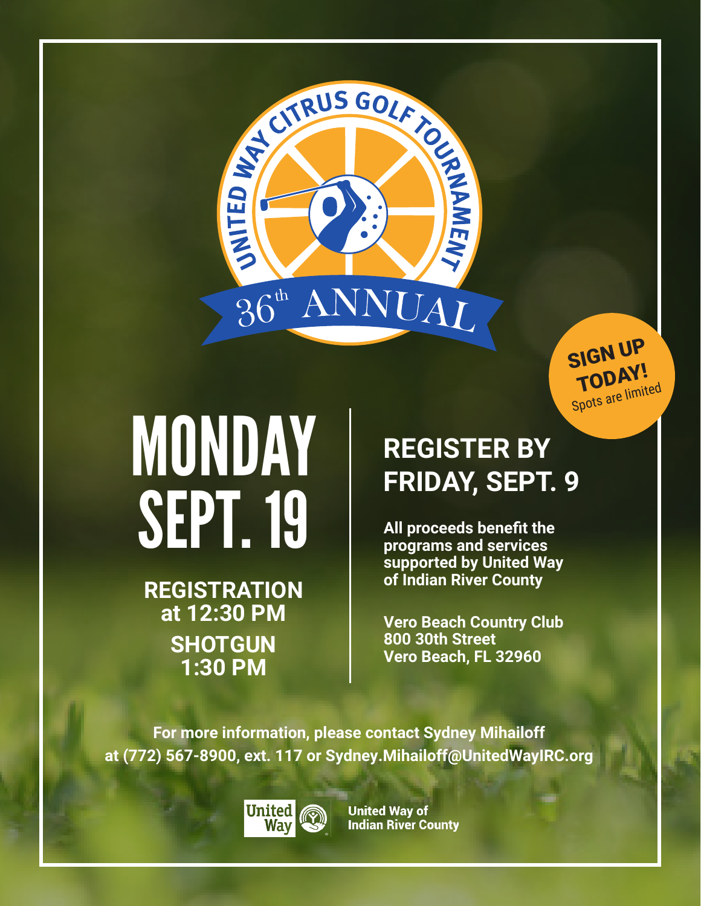# United Way Citrus Golf Tournament

## 36th Annual

**SIGN UP TODAY!**
Spots are limited

# MONDAY SEPT. 19

**REGISTRATION at 12:30 PM**

**SHOTGUN 1:30 PM**

## REGISTER BY FRIDAY, SEPT. 9

**All proceeds benefit the programs and services supported by United Way of Indian River County**

**Vero Beach Country Club**
**800 30th Street**
**Vero Beach, FL 32960**

**For more information, please contact Sydney Mihailoff at (772) 567-8900, ext. 117 or Sydney.Mihailoff@UnitedWayIRC.org**

United Way

United Way of Indian River County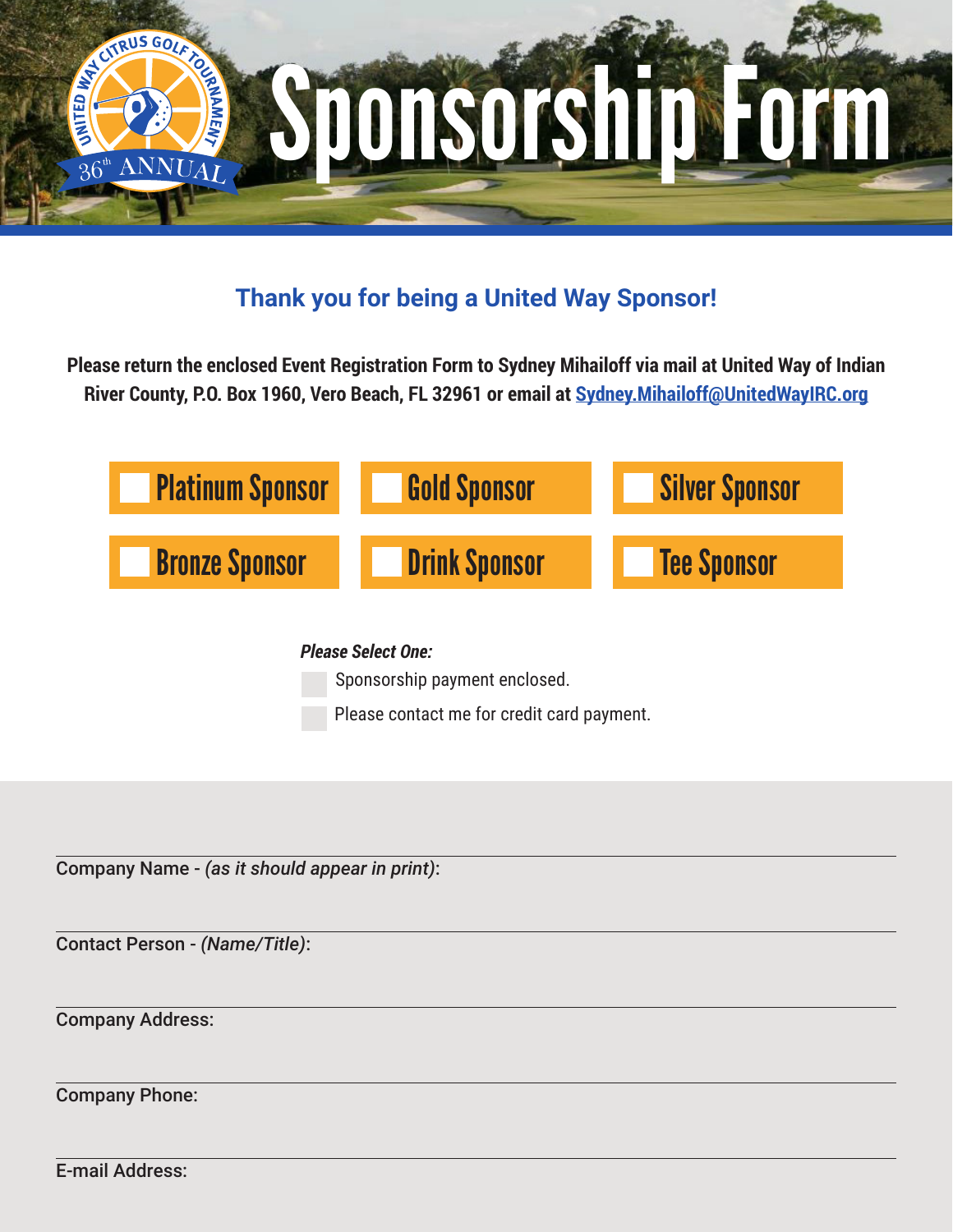UNITED WAY CITRUS GOLF TOURNAMENT 36th ANNUAL

# Sponsorship Form

## Thank you for being a United Way Sponsor!

**Please return the enclosed Event Registration Form to Sydney Mihailoff via mail at United Way of Indian River County, P.O. Box 1960, Vero Beach, FL 32961 or email at [Sydney.Mihailoff@UnitedWayIRC.org](mailto:Sydney.Mihailoff@UnitedWayIRC.org)**

- ☐ Platinum Sponsor
- ☐ Gold Sponsor
- ☐ Silver Sponsor
- ☐ Bronze Sponsor
- ☐ Drink Sponsor
- ☐ Tee Sponsor

***Please Select One:***

- ☐ Sponsorship payment enclosed.
- ☐ Please contact me for credit card payment.

Company Name - *(as it should appear in print)*:

Contact Person - *(Name/Title)*:

Company Address:

Company Phone:

E-mail Address: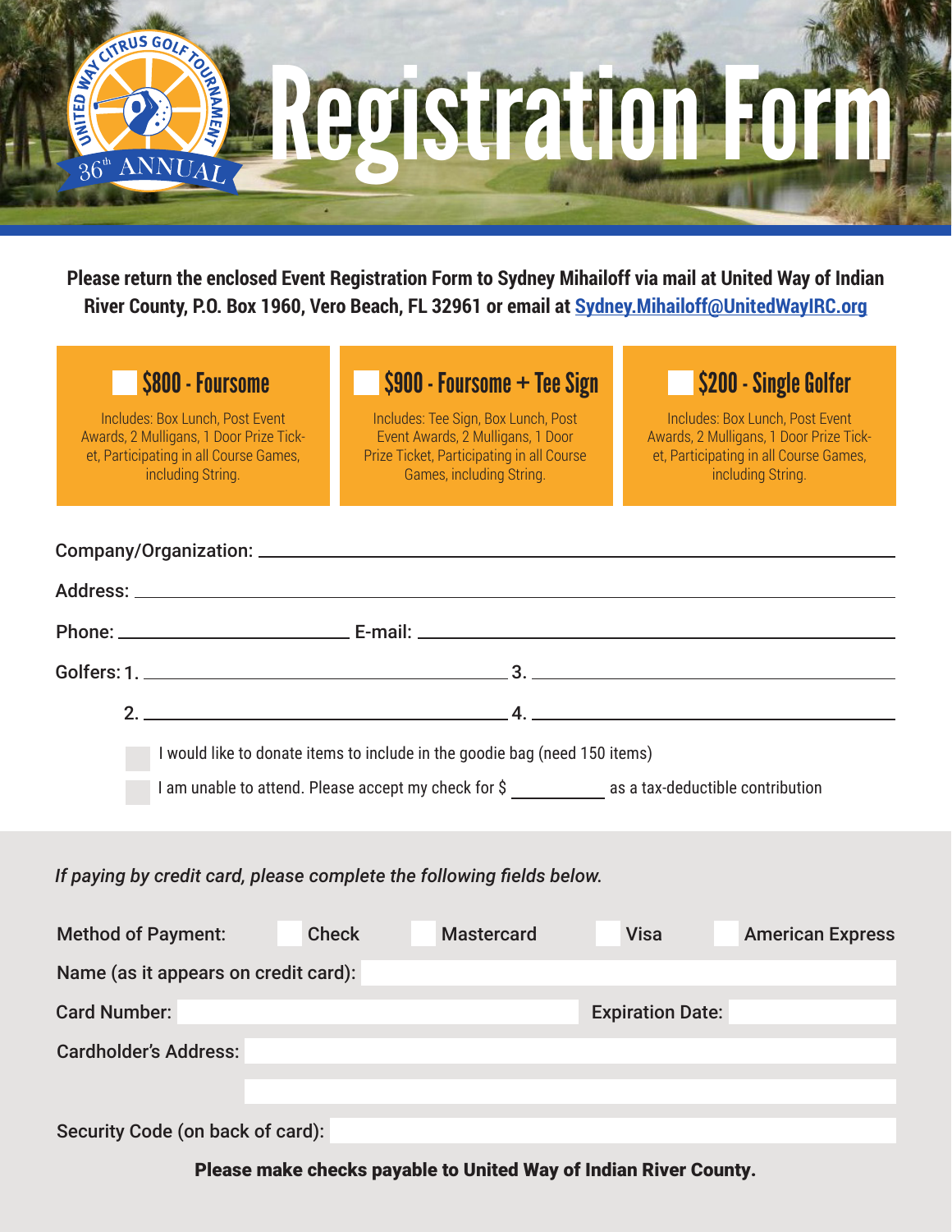United Way Citrus Golf Tournament — 36th Annual

# Registration Form

**Please return the enclosed Event Registration Form to Sydney Mihailoff via mail at United Way of Indian River County, P.O. Box 1960, Vero Beach, FL 32961 or email at [Sydney.Mihailoff@UnitedWayIRC.org](mailto:Sydney.Mihailoff@UnitedWayIRC.org)**

## ☐ $800 - Foursome

Includes: Box Lunch, Post Event Awards, 2 Mulligans, 1 Door Prize Ticket, Participating in all Course Games, including String.

## ☐ $900 - Foursome + Tee Sign

Includes: Tee Sign, Box Lunch, Post Event Awards, 2 Mulligans, 1 Door Prize Ticket, Participating in all Course Games, including String.

## ☐ $200 - Single Golfer

Includes: Box Lunch, Post Event Awards, 2 Mulligans, 1 Door Prize Ticket, Participating in all Course Games, including String.

Company/Organization: ______________________________

Address: ______________________________

Phone: ______________ E-mail: ______________________________

Golfers: 1. ______________________ 3. ______________________

2. ______________________ 4. ______________________

☐ I would like to donate items to include in the goodie bag (need 150 items)

☐ I am unable to attend. Please accept my check for $ __________ as a tax-deductible contribution

*If paying by credit card, please complete the following fields below.*

Method of Payment: ☐ Check ☐ Mastercard ☐ Visa ☐ American Express

Name (as it appears on credit card): ______________________________

Card Number: ______________________ Expiration Date: __________

Cardholder's Address: ______________________________

______________________________

Security Code (on back of card): __________

**Please make checks payable to United Way of Indian River County.**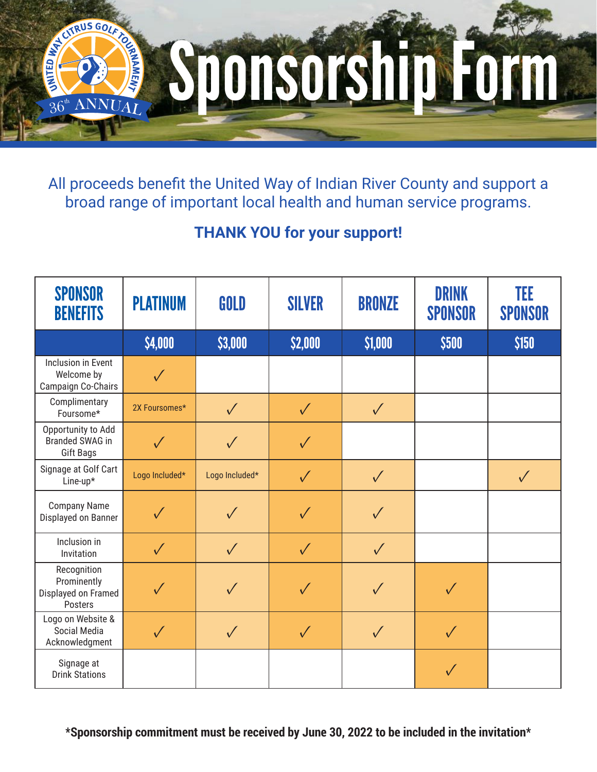UNITED WAY CITRUS GOLF TOURNAMENT
36th ANNUAL

# Sponsorship Form

All proceeds benefit the United Way of Indian River County and support a broad range of important local health and human service programs.

**THANK YOU for your support!**

| SPONSOR BENEFITS | PLATINUM | GOLD | SILVER | BRONZE | DRINK SPONSOR | TEE SPONSOR |
|---|---|---|---|---|---|---|
| | $4,000 | $3,000 | $2,000 | $1,000 | $500 | $150 |
| Inclusion in Event Welcome by Campaign Co-Chairs | ✓ | | | | | |
| Complimentary Foursome* | 2X Foursomes* | ✓ | ✓ | ✓ | | |
| Opportunity to Add Branded SWAG in Gift Bags | ✓ | ✓ | ✓ | | | |
| Signage at Golf Cart Line-up* | Logo Included* | Logo Included* | ✓ | ✓ | | ✓ |
| Company Name Displayed on Banner | ✓ | ✓ | ✓ | ✓ | | |
| Inclusion in Invitation | ✓ | ✓ | ✓ | ✓ | | |
| Recognition Prominently Displayed on Framed Posters | ✓ | ✓ | ✓ | ✓ | ✓ | |
| Logo on Website & Social Media Acknowledgment | ✓ | ✓ | ✓ | ✓ | ✓ | |
| Signage at Drink Stations | | | | | ✓ | |

**\*Sponsorship commitment must be received by June 30, 2022 to be included in the invitation\***